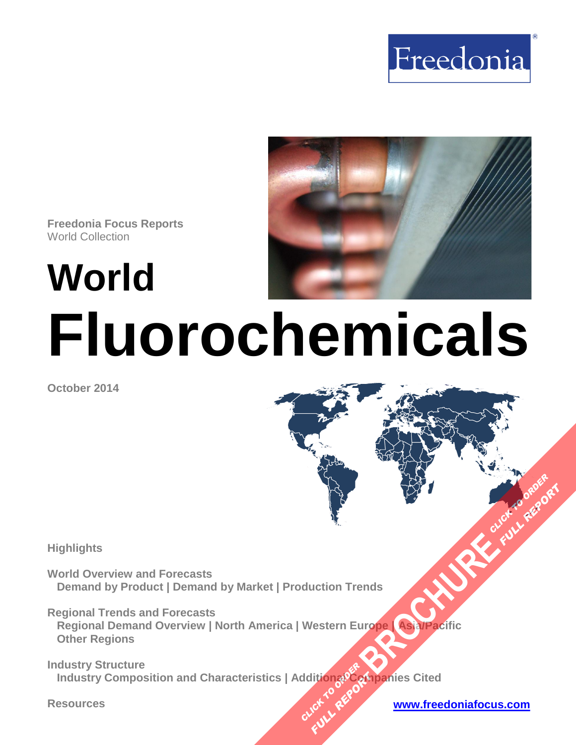Freedonia

Freedonia Focus Reports
World Collection

# World Fluorochemicals

October 2014

**Highlights**

**World Overview and Forecasts**
Demand by Product | Demand by Market | Production Trends

**Regional Trends and Forecasts**
Regional Demand Overview | North America | Western Europe | Asia/Pacific
Other Regions

**Industry Structure**
Industry Composition and Characteristics | Additional Companies Cited

**Resources**

www.freedoniafocus.com

BROCHURE
CLICK TO ORDER FULL REPORT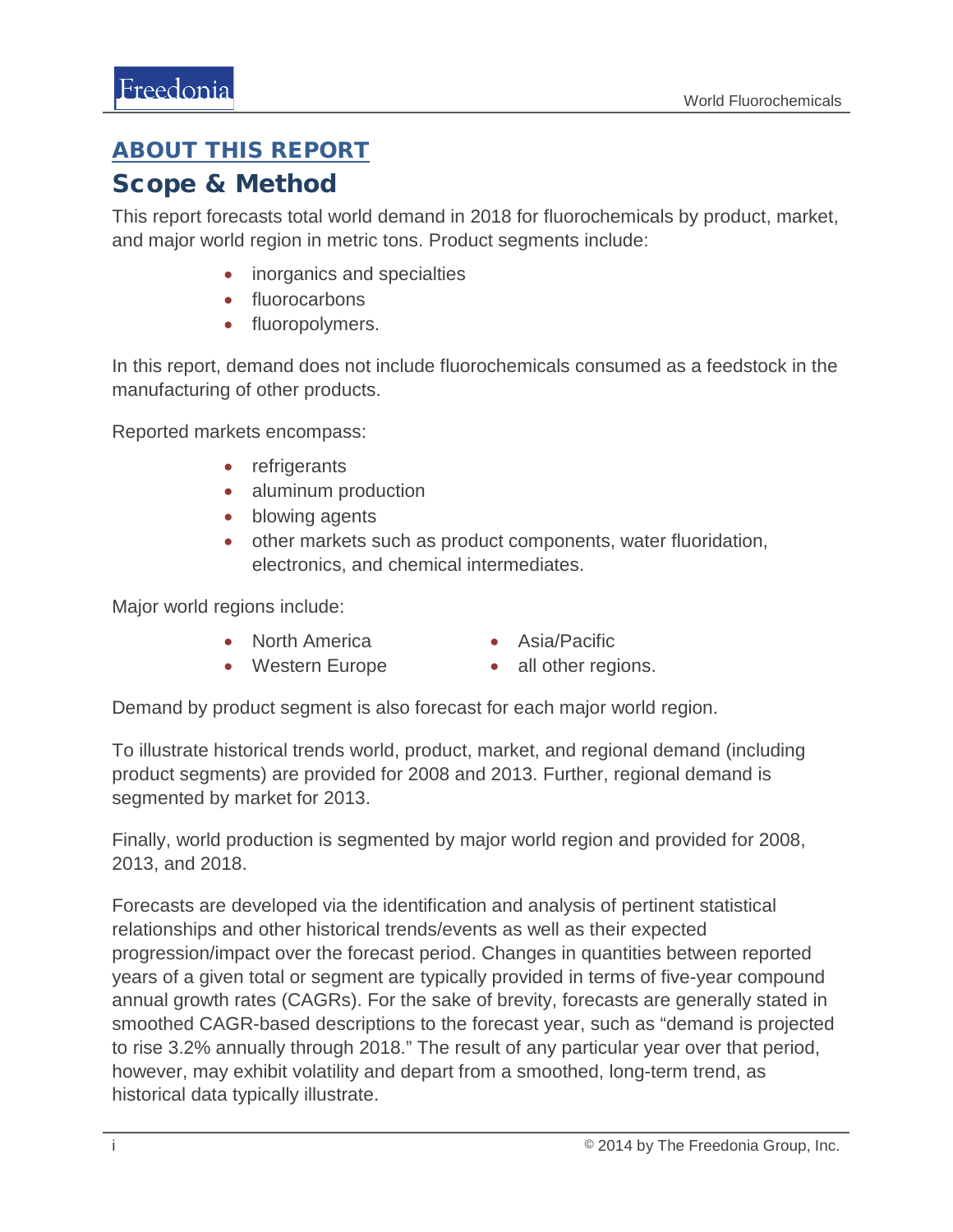## ABOUT THIS REPORT

# Scope & Method

This report forecasts total world demand in 2018 for fluorochemicals by product, market, and major world region in metric tons. Product segments include:

- inorganics and specialties
- fluorocarbons
- fluoropolymers.

In this report, demand does not include fluorochemicals consumed as a feedstock in the manufacturing of other products.

Reported markets encompass:

- refrigerants
- aluminum production
- blowing agents
- other markets such as product components, water fluoridation, electronics, and chemical intermediates.

Major world regions include:

- North America
- Western Europe
- Asia/Pacific
- all other regions.

Demand by product segment is also forecast for each major world region.

To illustrate historical trends world, product, market, and regional demand (including product segments) are provided for 2008 and 2013. Further, regional demand is segmented by market for 2013.

Finally, world production is segmented by major world region and provided for 2008, 2013, and 2018.

Forecasts are developed via the identification and analysis of pertinent statistical relationships and other historical trends/events as well as their expected progression/impact over the forecast period. Changes in quantities between reported years of a given total or segment are typically provided in terms of five-year compound annual growth rates (CAGRs). For the sake of brevity, forecasts are generally stated in smoothed CAGR-based descriptions to the forecast year, such as "demand is projected to rise 3.2% annually through 2018." The result of any particular year over that period, however, may exhibit volatility and depart from a smoothed, long-term trend, as historical data typically illustrate.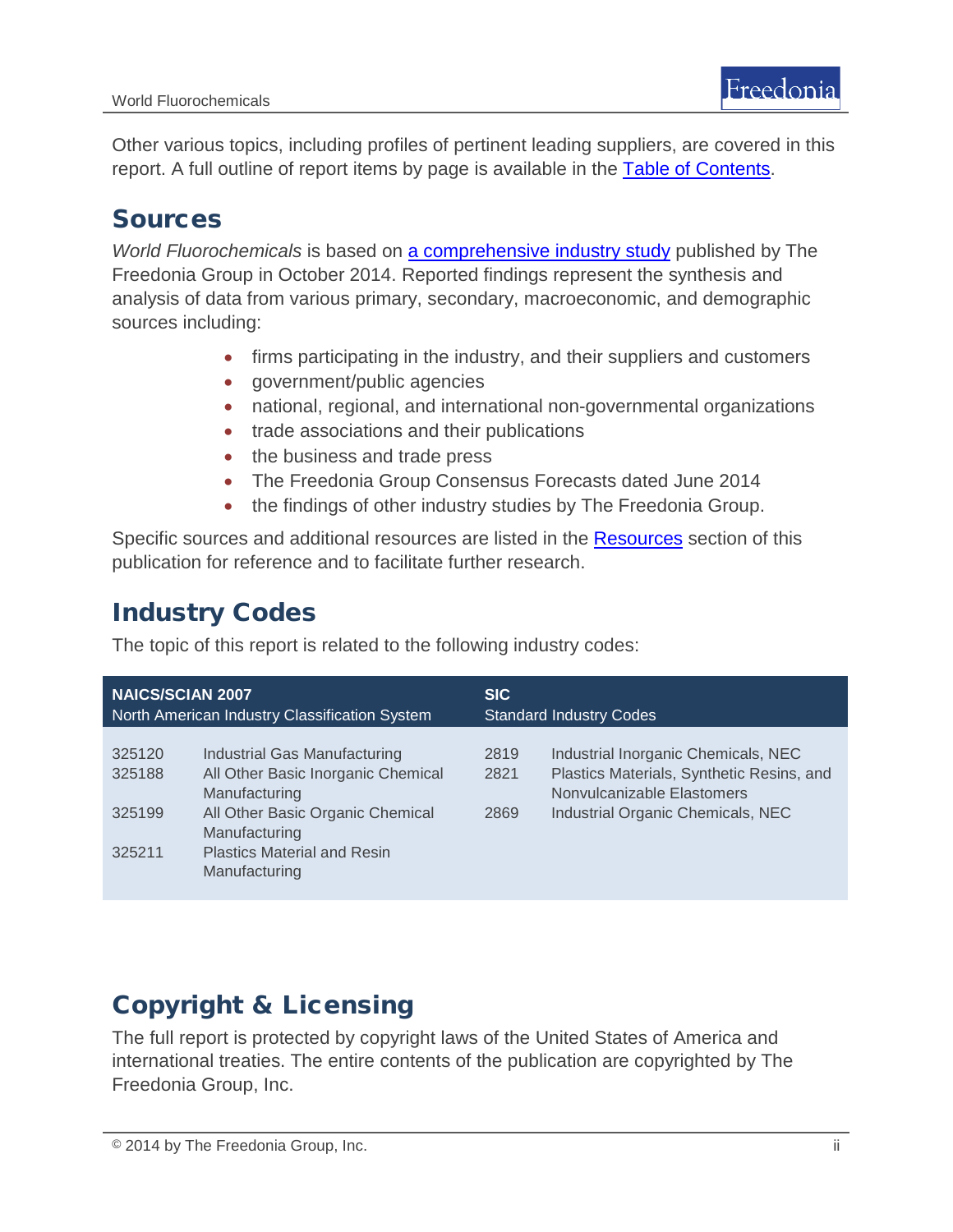Other various topics, including profiles of pertinent leading suppliers, are covered in this report. A full outline of report items by page is available in the [Table of Contents](#).

## Sources

*World Fluorochemicals* is based on [a comprehensive industry study](#) published by The Freedonia Group in October 2014. Reported findings represent the synthesis and analysis of data from various primary, secondary, macroeconomic, and demographic sources including:

- firms participating in the industry, and their suppliers and customers
- government/public agencies
- national, regional, and international non-governmental organizations
- trade associations and their publications
- the business and trade press
- The Freedonia Group Consensus Forecasts dated June 2014
- the findings of other industry studies by The Freedonia Group.

Specific sources and additional resources are listed in the [Resources](#) section of this publication for reference and to facilitate further research.

## Industry Codes

The topic of this report is related to the following industry codes:

| **NAICS/SCIAN 2007** North American Industry Classification System | | **SIC** Standard Industry Codes | |
|---|---|---|---|
| 325120 | Industrial Gas Manufacturing | 2819 | Industrial Inorganic Chemicals, NEC |
| 325188 | All Other Basic Inorganic Chemical Manufacturing | 2821 | Plastics Materials, Synthetic Resins, and Nonvulcanizable Elastomers |
| 325199 | All Other Basic Organic Chemical Manufacturing | 2869 | Industrial Organic Chemicals, NEC |
| 325211 | Plastics Material and Resin Manufacturing | | |

## Copyright & Licensing

The full report is protected by copyright laws of the United States of America and international treaties. The entire contents of the publication are copyrighted by The Freedonia Group, Inc.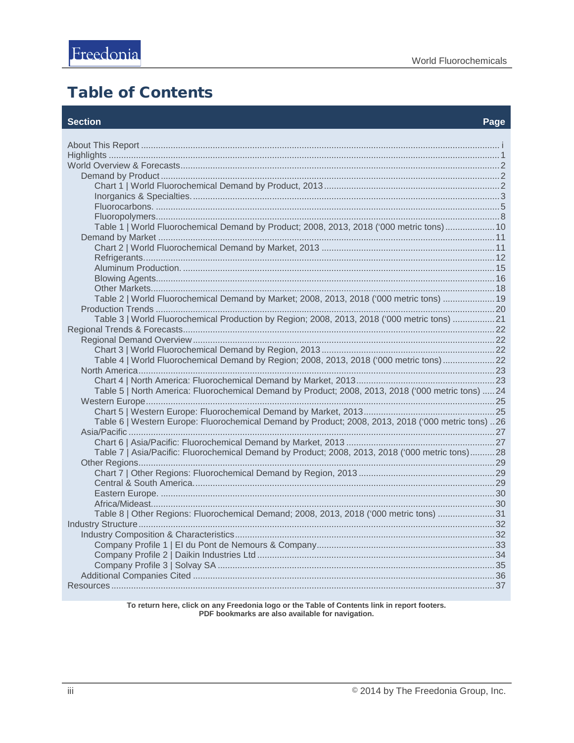# Table of Contents

| Section | Page |
|---|---|
| About This Report | i |
| Highlights | 1 |
| World Overview & Forecasts | 2 |
| Demand by Product | 2 |
| Chart 1 \| World Fluorochemical Demand by Product, 2013 | 2 |
| Inorganics & Specialties. | 3 |
| Fluorocarbons. | 5 |
| Fluoropolymers | 8 |
| Table 1 \| World Fluorochemical Demand by Product; 2008, 2013, 2018 ('000 metric tons) | 10 |
| Demand by Market | 11 |
| Chart 2 \| World Fluorochemical Demand by Market, 2013 | 11 |
| Refrigerants | 12 |
| Aluminum Production. | 15 |
| Blowing Agents | 16 |
| Other Markets | 18 |
| Table 2 \| World Fluorochemical Demand by Market; 2008, 2013, 2018 ('000 metric tons) | 19 |
| Production Trends | 20 |
| Table 3 \| World Fluorochemical Production by Region; 2008, 2013, 2018 ('000 metric tons) | 21 |
| Regional Trends & Forecasts | 22 |
| Regional Demand Overview | 22 |
| Chart 3 \| World Fluorochemical Demand by Region, 2013 | 22 |
| Table 4 \| World Fluorochemical Demand by Region; 2008, 2013, 2018 ('000 metric tons) | 22 |
| North America | 23 |
| Chart 4 \| North America: Fluorochemical Demand by Market, 2013 | 23 |
| Table 5 \| North America: Fluorochemical Demand by Product; 2008, 2013, 2018 ('000 metric tons) | 24 |
| Western Europe | 25 |
| Chart 5 \| Western Europe: Fluorochemical Demand by Market, 2013 | 25 |
| Table 6 \| Western Europe: Fluorochemical Demand by Product; 2008, 2013, 2018 ('000 metric tons) | 26 |
| Asia/Pacific | 27 |
| Chart 6 \| Asia/Pacific: Fluorochemical Demand by Market, 2013 | 27 |
| Table 7 \| Asia/Pacific: Fluorochemical Demand by Product; 2008, 2013, 2018 ('000 metric tons) | 28 |
| Other Regions | 29 |
| Chart 7 \| Other Regions: Fluorochemical Demand by Region, 2013 | 29 |
| Central & South America. | 29 |
| Eastern Europe. | 30 |
| Africa/Mideast | 30 |
| Table 8 \| Other Regions: Fluorochemical Demand; 2008, 2013, 2018 ('000 metric tons) | 31 |
| Industry Structure | 32 |
| Industry Composition & Characteristics | 32 |
| Company Profile 1 \| EI du Pont de Nemours & Company | 33 |
| Company Profile 2 \| Daikin Industries Ltd | 34 |
| Company Profile 3 \| Solvay SA | 35 |
| Additional Companies Cited | 36 |
| Resources | 37 |

**To return here, click on any Freedonia logo or the Table of Contents link in report footers.**
**PDF bookmarks are also available for navigation.**